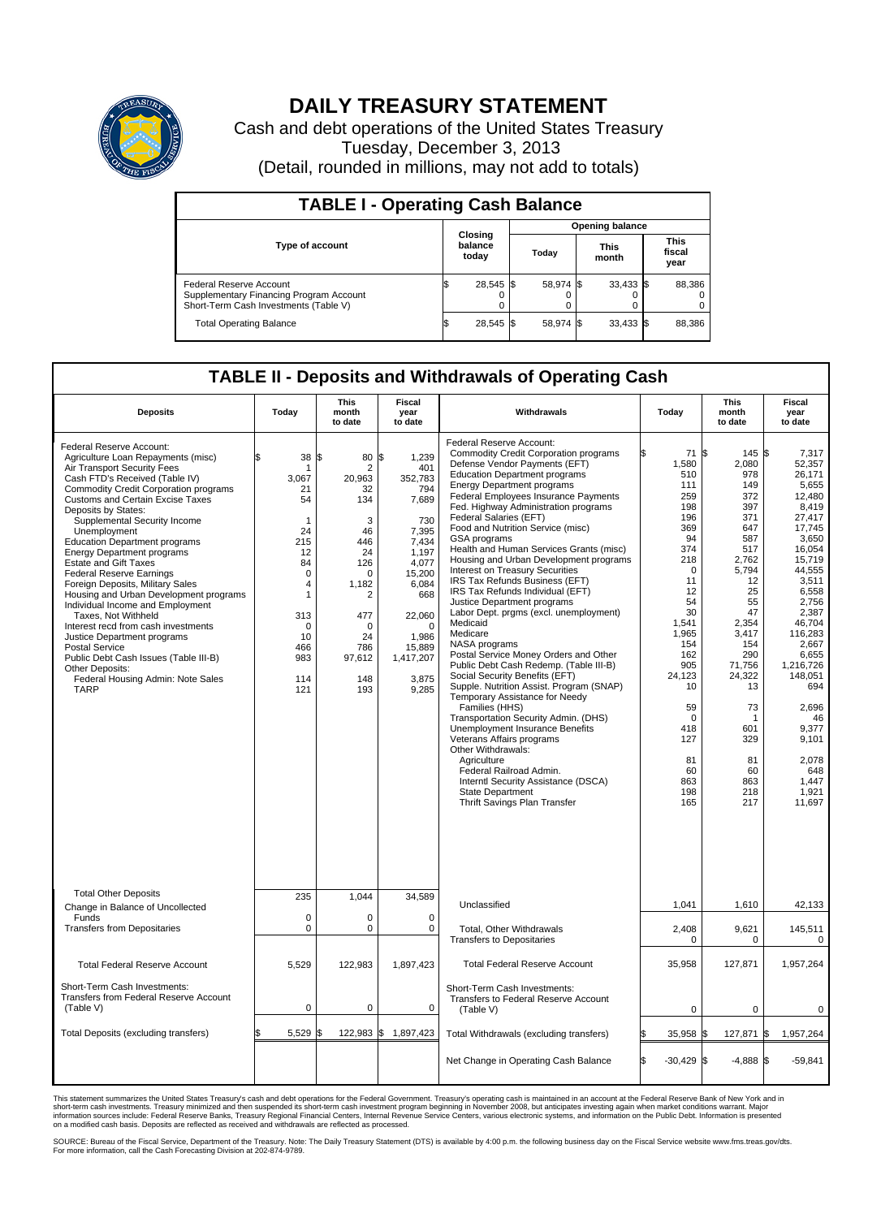# DAILY TREASURY STATEMENT

Cash and debt operations of the United States Treasury
Tuesday, December 3, 2013
(Detail, rounded in millions, may not add to totals)

## TABLE I - Operating Cash Balance

| Type of account | Closing balance today | Opening balance Today | Opening balance This month | Opening balance This fiscal year |
|---|---|---|---|---|
| Federal Reserve Account | $ 28,545 | $ 58,974 | $ 33,433 | $ 88,386 |
| Supplementary Financing Program Account | 0 | 0 | 0 | 0 |
| Short-Term Cash Investments (Table V) | 0 | 0 | 0 | 0 |
| Total Operating Balance | $ 28,545 | $ 58,974 | $ 33,433 | $ 88,386 |

## TABLE II - Deposits and Withdrawals of Operating Cash

| Deposits | Today | This month to date | Fiscal year to date |
|---|---|---|---|
| Federal Reserve Account: | | | |
| Agriculture Loan Repayments (misc) | $ 38 | $ 80 | $ 1,239 |
| Air Transport Security Fees | 1 | 2 | 401 |
| Cash FTD's Received (Table IV) | 3,067 | 20,963 | 352,783 |
| Commodity Credit Corporation programs | 21 | 32 | 794 |
| Customs and Certain Excise Taxes | 54 | 134 | 7,689 |
| Deposits by States: | | | |
| Supplemental Security Income | 1 | 3 | 730 |
| Unemployment | 24 | 46 | 7,395 |
| Education Department programs | 215 | 446 | 7,434 |
| Energy Department programs | 12 | 24 | 1,197 |
| Estate and Gift Taxes | 84 | 126 | 4,077 |
| Federal Reserve Earnings | 0 | 0 | 15,200 |
| Foreign Deposits, Military Sales | 4 | 1,182 | 6,084 |
| Housing and Urban Development programs | 1 | 2 | 668 |
| Individual Income and Employment Taxes, Not Withheld | 313 | 477 | 22,060 |
| Interest recd from cash investments | 0 | 0 | 0 |
| Justice Department programs | 10 | 24 | 1,986 |
| Postal Service | 466 | 786 | 15,889 |
| Public Debt Cash Issues (Table III-B) | 983 | 97,612 | 1,417,207 |
| Other Deposits: | | | |
| Federal Housing Admin: Note Sales | 114 | 148 | 3,875 |
| TARP | 121 | 193 | 9,285 |
| Total Other Deposits | 235 | 1,044 | 34,589 |
| Change in Balance of Uncollected Funds | 0 | 0 | 0 |
| Transfers from Depositaries | 0 | 0 | 0 |
| Total Federal Reserve Account | 5,529 | 122,983 | 1,897,423 |
| Short-Term Cash Investments: Transfers from Federal Reserve Account (Table V) | 0 | 0 | 0 |
| Total Deposits (excluding transfers) | $ 5,529 | $ 122,983 | $ 1,897,423 |

| Withdrawals | Today | This month to date | Fiscal year to date |
|---|---|---|---|
| Federal Reserve Account: | | | |
| Commodity Credit Corporation programs | $ 71 | $ 145 | $ 7,317 |
| Defense Vendor Payments (EFT) | 1,580 | 2,080 | 52,357 |
| Education Department programs | 510 | 978 | 26,171 |
| Energy Department programs | 111 | 149 | 5,655 |
| Federal Employees Insurance Payments | 259 | 372 | 12,480 |
| Fed. Highway Administration programs | 198 | 397 | 8,419 |
| Federal Salaries (EFT) | 196 | 371 | 27,417 |
| Food and Nutrition Service (misc) | 369 | 647 | 17,745 |
| GSA programs | 94 | 587 | 3,650 |
| Health and Human Services Grants (misc) | 374 | 517 | 16,054 |
| Housing and Urban Development programs | 218 | 2,762 | 15,719 |
| Interest on Treasury Securities | 0 | 5,794 | 44,555 |
| IRS Tax Refunds Business (EFT) | 11 | 12 | 3,511 |
| IRS Tax Refunds Individual (EFT) | 12 | 25 | 6,558 |
| Justice Department programs | 54 | 55 | 2,756 |
| Labor Dept. prgms (excl. unemployment) | 30 | 47 | 2,387 |
| Medicaid | 1,541 | 2,354 | 46,704 |
| Medicare | 1,965 | 3,417 | 116,283 |
| NASA programs | 154 | 154 | 2,667 |
| Postal Service Money Orders and Other | 162 | 290 | 6,655 |
| Public Debt Cash Redemp. (Table III-B) | 905 | 71,756 | 1,216,726 |
| Social Security Benefits (EFT) | 24,123 | 24,322 | 148,051 |
| Supple. Nutrition Assist. Program (SNAP) | 10 | 13 | 694 |
| Temporary Assistance for Needy Families (HHS) | 59 | 73 | 2,696 |
| Transportation Security Admin. (DHS) | 0 | 1 | 46 |
| Unemployment Insurance Benefits | 418 | 601 | 9,377 |
| Veterans Affairs programs | 127 | 329 | 9,101 |
| Other Withdrawals: | | | |
| Agriculture | 81 | 81 | 2,078 |
| Federal Railroad Admin. | 60 | 60 | 648 |
| Interntl Security Assistance (DSCA) | 863 | 863 | 1,447 |
| State Department | 198 | 218 | 1,921 |
| Thrift Savings Plan Transfer | 165 | 217 | 11,697 |
| Unclassified | 1,041 | 1,610 | 42,133 |
| Total, Other Withdrawals | 2,408 | 9,621 | 145,511 |
| Transfers to Depositaries | 0 | 0 | 0 |
| Total Federal Reserve Account | 35,958 | 127,871 | 1,957,264 |
| Short-Term Cash Investments: Transfers to Federal Reserve Account (Table V) | 0 | 0 | 0 |
| Total Withdrawals (excluding transfers) | $ 35,958 | $ 127,871 | $ 1,957,264 |
| Net Change in Operating Cash Balance | $ -30,429 | $ -4,888 | $ -59,841 |

This statement summarizes the United States Treasury's cash and debt operations for the Federal Government. Treasury's operating cash is maintained in an account at the Federal Reserve Bank of New York and in short-term cash investments. Treasury minimized and then suspended its short-term cash investment program beginning in November 2008, but anticipates investing again when market conditions warrant. Major information sources include: Federal Reserve Banks, Treasury Regional Financial Centers, Internal Revenue Service Centers, various electronic systems, and information on the Public Debt. Information is presented on a modified cash basis. Deposits are reflected as received and withdrawals are reflected as processed.

SOURCE: Bureau of the Fiscal Service, Department of the Treasury. Note: The Daily Treasury Statement (DTS) is available by 4:00 p.m. the following business day on the Fiscal Service website www.fms.treas.gov/dts. For more information, call the Cash Forecasting Division at 202-874-9789.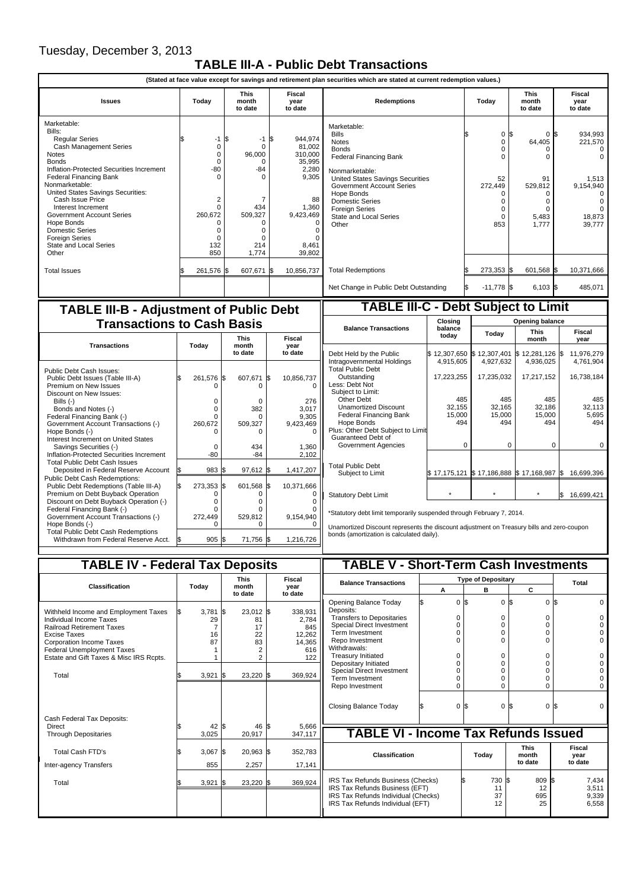Tuesday, December 3, 2013

# TABLE III-A - Public Debt Transactions

(Stated at face value except for savings and retirement plan securities which are stated at current redemption values.)

| Issues | Today | This month to date | Fiscal year to date |
|---|---|---|---|
| Marketable: | | | |
| Bills: | | | |
| Regular Series | $ -1 | $ -1 | $ 944,974 |
| Cash Management Series | 0 | 0 | 81,002 |
| Notes | 0 | 96,000 | 310,000 |
| Bonds | 0 | 0 | 35,995 |
| Inflation-Protected Securities Increment | -80 | -84 | 2,280 |
| Federal Financing Bank | 0 | 0 | 9,305 |
| Nonmarketable: | | | |
| United States Savings Securities: | | | |
| Cash Issue Price | 2 | 7 | 88 |
| Interest Increment | 0 | 434 | 1,360 |
| Government Account Series | 260,672 | 509,327 | 9,423,469 |
| Hope Bonds | 0 | 0 | 0 |
| Domestic Series | 0 | 0 | 0 |
| Foreign Series | 0 | 0 | 0 |
| State and Local Series | 132 | 214 | 8,461 |
| Other | 850 | 1,774 | 39,802 |
| Total Issues | $ 261,576 | $ 607,671 | $ 10,856,737 |

| Redemptions | Today | This month to date | Fiscal year to date |
|---|---|---|---|
| Marketable: | | | |
| Bills | $ 0 | $ 0 | $ 934,993 |
| Notes | 0 | 64,405 | 221,570 |
| Bonds | 0 | 0 | 0 |
| Federal Financing Bank | 0 | 0 | 0 |
| Nonmarketable: | | | |
| United States Savings Securities | 52 | 91 | 1,513 |
| Government Account Series | 272,449 | 529,812 | 9,154,940 |
| Hope Bonds | 0 | 0 | 0 |
| Domestic Series | 0 | 0 | 0 |
| Foreign Series | 0 | 0 | 0 |
| State and Local Series | 0 | 5,483 | 18,873 |
| Other | 853 | 1,777 | 39,777 |
| Total Redemptions | $ 273,353 | $ 601,568 | $ 10,371,666 |
| Net Change in Public Debt Outstanding | $ -11,778 | $ 6,103 | $ 485,071 |

# TABLE III-B - Adjustment of Public Debt Transactions to Cash Basis

| Transactions | Today | This month to date | Fiscal year to date |
|---|---|---|---|
| Public Debt Cash Issues: | | | |
| Public Debt Issues (Table III-A) | $ 261,576 | $ 607,671 | $ 10,856,737 |
| Premium on New Issues | 0 | 0 | 0 |
| Discount on New Issues: | | | |
| Bills (-) | 0 | 0 | 276 |
| Bonds and Notes (-) | 0 | 382 | 3,017 |
| Federal Financing Bank (-) | 0 | 0 | 9,305 |
| Government Account Transactions (-) | 260,672 | 509,327 | 9,423,469 |
| Hope Bonds (-) | 0 | 0 | 0 |
| Interest Increment on United States Savings Securities (-) | 0 | 434 | 1,360 |
| Inflation-Protected Securities Increment | -80 | -84 | 2,102 |
| Total Public Debt Cash Issues Deposited in Federal Reserve Account | $ 983 | $ 97,612 | $ 1,417,207 |
| Public Debt Cash Redemptions: | | | |
| Public Debt Redemptions (Table III-A) | $ 273,353 | $ 601,568 | $ 10,371,666 |
| Premium on Debt Buyback Operation | 0 | 0 | 0 |
| Discount on Debt Buyback Operation (-) | 0 | 0 | 0 |
| Federal Financing Bank (-) | 0 | 0 | 0 |
| Government Account Transactions (-) | 272,449 | 529,812 | 9,154,940 |
| Hope Bonds (-) | 0 | 0 | 0 |
| Total Public Debt Cash Redemptions Withdrawn from Federal Reserve Acct. | $ 905 | $ 71,756 | $ 1,216,726 |

# TABLE III-C - Debt Subject to Limit

| Balance Transactions | Closing balance today | Opening balance Today | Opening balance This month | Opening balance Fiscal year |
|---|---|---|---|---|
| Debt Held by the Public | $ 12,307,650 | $ 12,307,401 | $ 12,281,126 | $ 11,976,279 |
| Intragovernmental Holdings | 4,915,605 | 4,927,632 | 4,936,025 | 4,761,904 |
| Total Public Debt Outstanding | 17,223,255 | 17,235,032 | 17,217,152 | 16,738,184 |
| Less: Debt Not Subject to Limit: | | | | |
| Other Debt | 485 | 485 | 485 | 485 |
| Unamortized Discount | 32,155 | 32,165 | 32,186 | 32,113 |
| Federal Financing Bank | 15,000 | 15,000 | 15,000 | 5,695 |
| Hope Bonds | 494 | 494 | 494 | 494 |
| Plus: Other Debt Subject to Limit | | | | |
| Guaranteed Debt of Government Agencies | 0 | 0 | 0 | 0 |
| Total Public Debt Subject to Limit | $ 17,175,121 | $ 17,186,888 | $ 17,168,987 | $ 16,699,396 |
| Statutory Debt Limit | * | * | * | $ 16,699,421 |

*Statutory debt limit temporarily suspended through February 7, 2014.

Unamortized Discount represents the discount adjustment on Treasury bills and zero-coupon bonds (amortization is calculated daily).

# TABLE IV - Federal Tax Deposits

| Classification | Today | This month to date | Fiscal year to date |
|---|---|---|---|
| Withheld Income and Employment Taxes | $ 3,781 | $ 23,012 | $ 338,931 |
| Individual Income Taxes | 29 | 81 | 2,784 |
| Railroad Retirement Taxes | 7 | 17 | 845 |
| Excise Taxes | 16 | 22 | 12,262 |
| Corporation Income Taxes | 87 | 83 | 14,365 |
| Federal Unemployment Taxes | 1 | 2 | 616 |
| Estate and Gift Taxes & Misc IRS Rcpts. | 1 | 2 | 122 |
| Total | $ 3,921 | $ 23,220 | $ 369,924 |
| Cash Federal Tax Deposits: | | | |
| Direct | $ 42 | $ 46 | $ 5,666 |
| Through Depositaries | 3,025 | 20,917 | 347,117 |
| Total Cash FTD's | $ 3,067 | $ 20,963 | $ 352,783 |
| Inter-agency Transfers | 855 | 2,257 | 17,141 |
| Total | $ 3,921 | $ 23,220 | $ 369,924 |

# TABLE V - Short-Term Cash Investments

| Balance Transactions | Type of Depositary A | Type of Depositary B | Type of Depositary C | Total |
|---|---|---|---|---|
| Opening Balance Today | $ 0 | $ 0 | $ 0 | $ 0 |
| Deposits: | | | | |
| Transfers to Depositaries | 0 | 0 | 0 | 0 |
| Special Direct Investment | 0 | 0 | 0 | 0 |
| Term Investment | 0 | 0 | 0 | 0 |
| Repo Investment | 0 | 0 | 0 | 0 |
| Withdrawals: | | | | |
| Treasury Initiated | 0 | 0 | 0 | 0 |
| Depositary Initiated | 0 | 0 | 0 | 0 |
| Special Direct Investment | 0 | 0 | 0 | 0 |
| Term Investment | 0 | 0 | 0 | 0 |
| Repo Investment | 0 | 0 | 0 | 0 |
| Closing Balance Today | $ 0 | $ 0 | $ 0 | $ 0 |

# TABLE VI - Income Tax Refunds Issued

| Classification | Today | This month to date | Fiscal year to date |
|---|---|---|---|
| IRS Tax Refunds Business (Checks) | $ 730 | $ 809 | $ 7,434 |
| IRS Tax Refunds Business (EFT) | 11 | 12 | 3,511 |
| IRS Tax Refunds Individual (Checks) | 37 | 695 | 9,339 |
| IRS Tax Refunds Individual (EFT) | 12 | 25 | 6,558 |